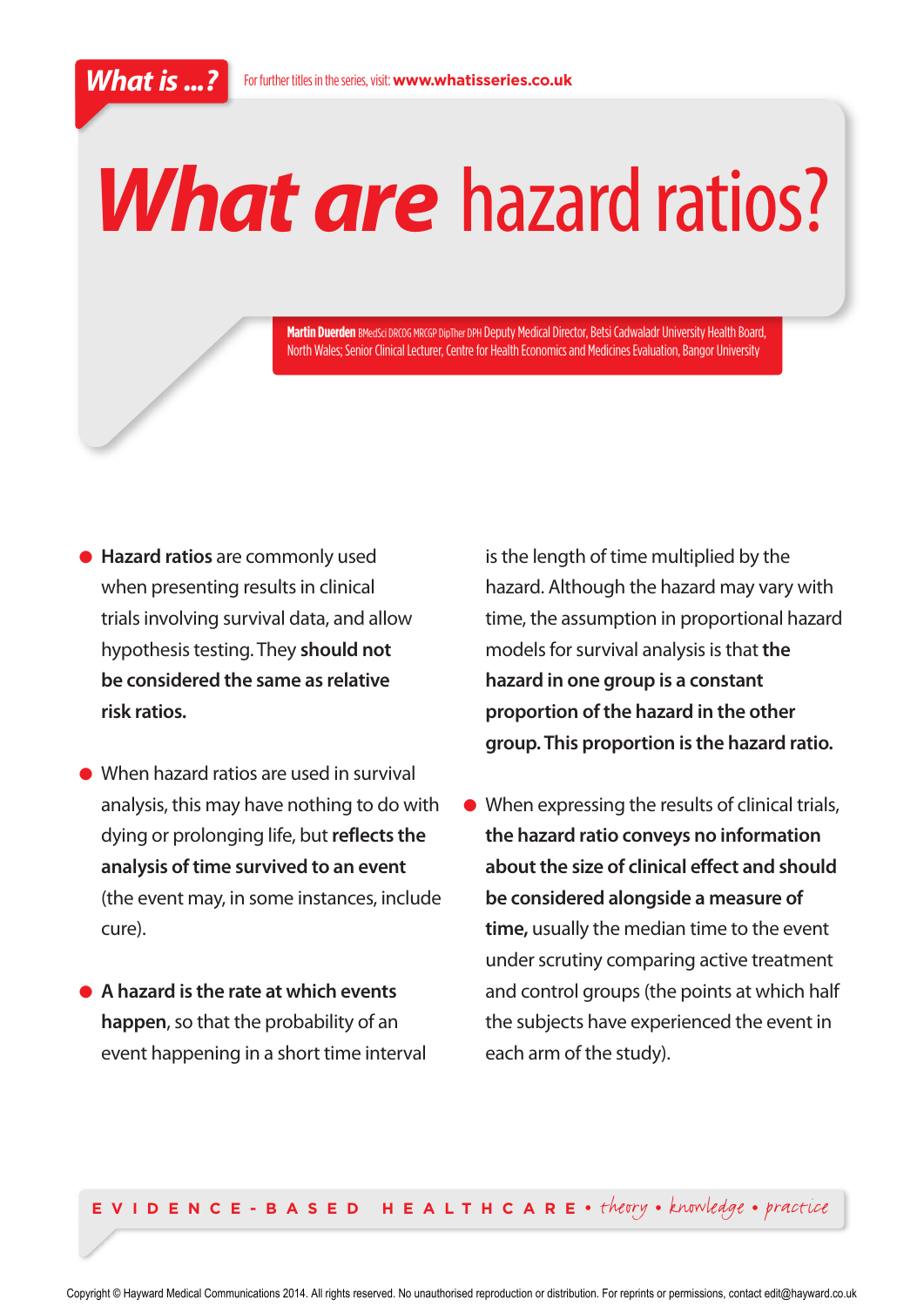What is ...?

For further titles in the series, visit: **www.whatisseries.co.uk**

# *What are* hazard ratios?

**Martin Duerden** BMedSci DRCOG MRCGP DipTher DPH Deputy Medical Director, Betsi Cadwaladr University Health Board, North Wales; Senior Clinical Lecturer, Centre for Health Economics and Medicines Evaluation, Bangor University

- **Hazard ratios** are commonly used when presenting results in clinical trials involving survival data, and allow hypothesis testing. They **should not be considered the same as relative risk ratios.**

- When hazard ratios are used in survival analysis, this may have nothing to do with dying or prolonging life, but **reflects the analysis of time survived to an event** (the event may, in some instances, include cure).

- **A hazard is the rate at which events happen**, so that the probability of an event happening in a short time interval is the length of time multiplied by the hazard. Although the hazard may vary with time, the assumption in proportional hazard models for survival analysis is that **the hazard in one group is a constant proportion of the hazard in the other group. This proportion is the hazard ratio.**

- When expressing the results of clinical trials, **the hazard ratio conveys no information about the size of clinical effect and should be considered alongside a measure of time,** usually the median time to the event under scrutiny comparing active treatment and control groups (the points at which half the subjects have experienced the event in each arm of the study).

EVIDENCE-BASED HEALTHCARE • *theory* • *knowledge* • *practice*

Copyright © Hayward Medical Communications 2014. All rights reserved. No unauthorised reproduction or distribution. For reprints or permissions, contact edit@hayward.co.uk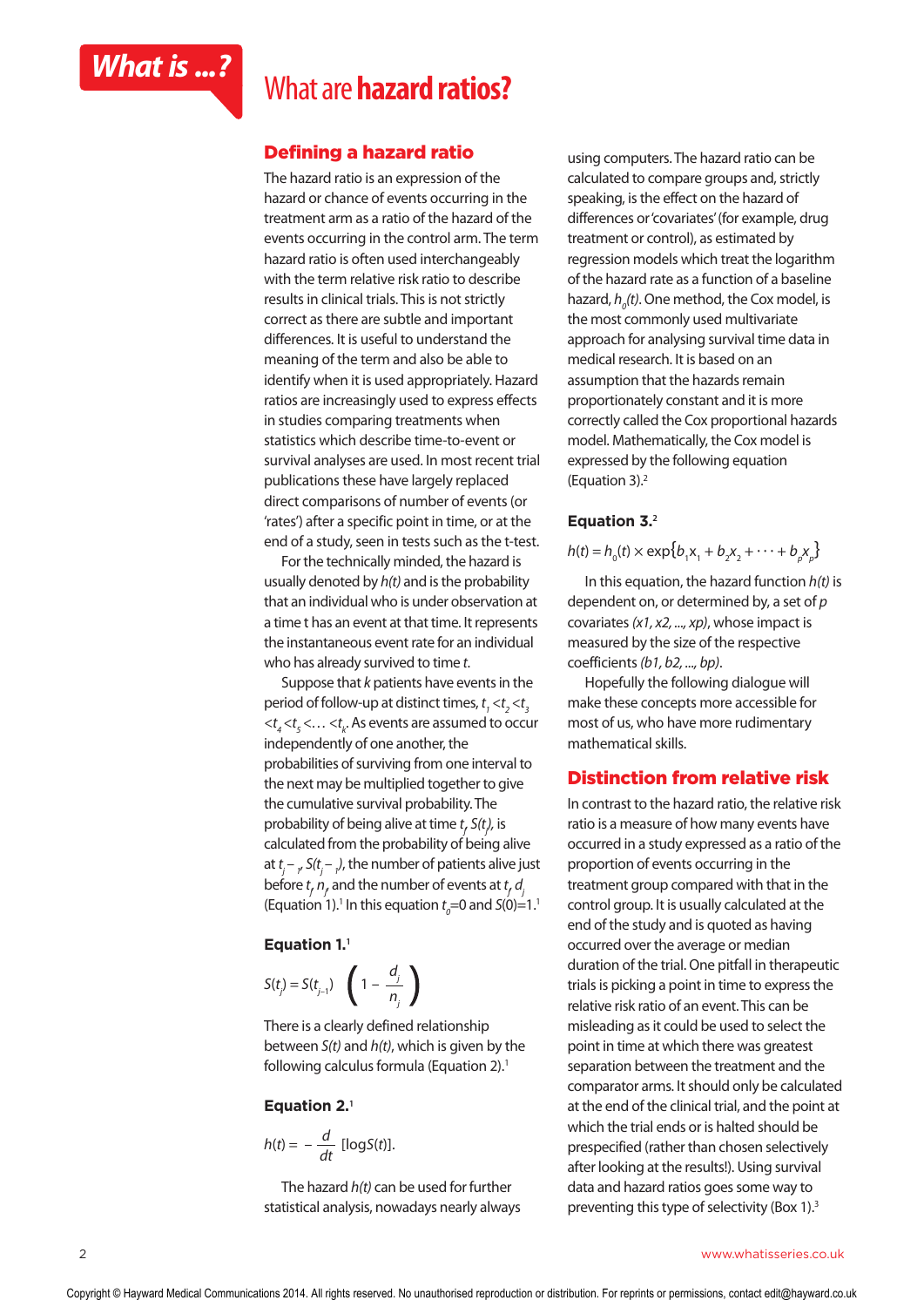What is ...?

# What are **hazard ratios?**

## Defining a hazard ratio

The hazard ratio is an expression of the hazard or chance of events occurring in the treatment arm as a ratio of the hazard of the events occurring in the control arm. The term hazard ratio is often used interchangeably with the term relative risk ratio to describe results in clinical trials. This is not strictly correct as there are subtle and important differences. It is useful to understand the meaning of the term and also be able to identify when it is used appropriately. Hazard ratios are increasingly used to express effects in studies comparing treatments when statistics which describe time-to-event or survival analyses are used. In most recent trial publications these have largely replaced direct comparisons of number of events (or 'rates') after a specific point in time, or at the end of a study, seen in tests such as the t-test.

For the technically minded, the hazard is usually denoted by *h(t)* and is the probability that an individual who is under observation at a time t has an event at that time. It represents the instantaneous event rate for an individual who has already survived to time *t*.

Suppose that *k* patients have events in the period of follow-up at distinct times, $t_1 < t_2 < t_3 < t_4 < t_5 < \ldots < t_k$. As events are assumed to occur independently of one another, the probabilities of surviving from one interval to the next may be multiplied together to give the cumulative survival probability. The probability of being alive at time $t_j$, $S(t_j)$, is calculated from the probability of being alive at $t_{j-1}$, $S(t_{j-1})$, the number of patients alive just before $t_j$, $n_j$, and the number of events at $t_j$, $d_j$ (Equation 1).[1] In this equation $t_0$=0 and $S(0)$=1.[1]

### Equation 1.[1]

$$S(t_j) = S(t_{j-1})\left(1 - \frac{d_j}{n_j}\right)$$

There is a clearly defined relationship between *S(t)* and *h(t)*, which is given by the following calculus formula (Equation 2).[1]

### Equation 2.[1]

$$h(t) = -\frac{d}{dt}[\log S(t)].$$

The hazard *h(t)* can be used for further statistical analysis, nowadays nearly always using computers. The hazard ratio can be calculated to compare groups and, strictly speaking, is the effect on the hazard of differences or 'covariates' (for example, drug treatment or control), as estimated by regression models which treat the logarithm of the hazard rate as a function of a baseline hazard, $h_0(t)$. One method, the Cox model, is the most commonly used multivariate approach for analysing survival time data in medical research. It is based on an assumption that the hazards remain proportionately constant and it is more correctly called the Cox proportional hazards model. Mathematically, the Cox model is expressed by the following equation (Equation 3).[2]

### Equation 3.[2]

$$h(t) = h_0(t) \times \exp\{b_1x_1 + b_2x_2 + \cdots + b_px_p\}$$

In this equation, the hazard function *h(t)* is dependent on, or determined by, a set of *p* covariates *(x1, x2, ..., xp)*, whose impact is measured by the size of the respective coefficients *(b1, b2, ..., bp)*.

Hopefully the following dialogue will make these concepts more accessible for most of us, who have more rudimentary mathematical skills.

## Distinction from relative risk

In contrast to the hazard ratio, the relative risk ratio is a measure of how many events have occurred in a study expressed as a ratio of the proportion of events occurring in the treatment group compared with that in the control group. It is usually calculated at the end of the study and is quoted as having occurred over the average or median duration of the trial. One pitfall in therapeutic trials is picking a point in time to express the relative risk ratio of an event. This can be misleading as it could be used to select the point in time at which there was greatest separation between the treatment and the comparator arms. It should only be calculated at the end of the clinical trial, and the point at which the trial ends or is halted should be prespecified (rather than chosen selectively after looking at the results!). Using survival data and hazard ratios goes some way to preventing this type of selectivity (Box 1).[3]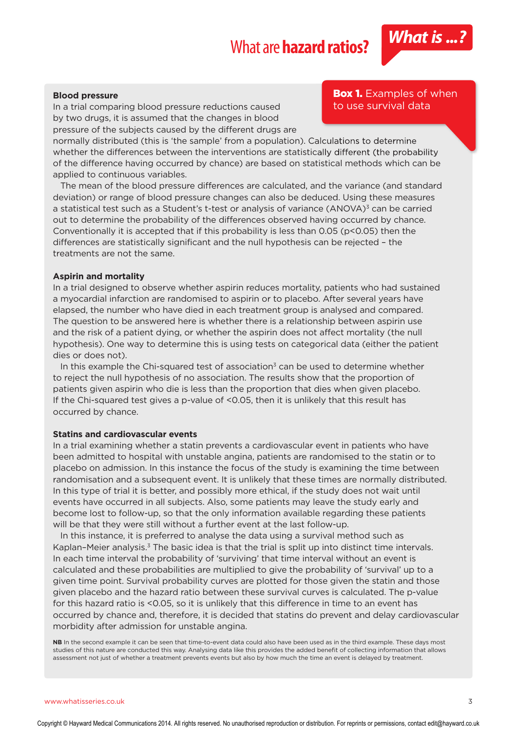**Box 1.** Examples of when to use survival data

**Blood pressure**

In a trial comparing blood pressure reductions caused by two drugs, it is assumed that the changes in blood pressure of the subjects caused by the different drugs are normally distributed (this is 'the sample' from a population). Calculations to determine whether the differences between the interventions are statistically different (the probability of the difference having occurred by chance) are based on statistical methods which can be applied to continuous variables.

The mean of the blood pressure differences are calculated, and the variance (and standard deviation) or range of blood pressure changes can also be deduced. Using these measures a statistical test such as a Student's t-test or analysis of variance (ANOVA)[3] can be carried out to determine the probability of the differences observed having occurred by chance. Conventionally it is accepted that if this probability is less than 0.05 ($p<0.05$) then the differences are statistically significant and the null hypothesis can be rejected – the treatments are not the same.

**Aspirin and mortality**

In a trial designed to observe whether aspirin reduces mortality, patients who had sustained a myocardial infarction are randomised to aspirin or to placebo. After several years have elapsed, the number who have died in each treatment group is analysed and compared. The question to be answered here is whether there is a relationship between aspirin use and the risk of a patient dying, or whether the aspirin does not affect mortality (the null hypothesis). One way to determine this is using tests on categorical data (either the patient dies or does not).

In this example the Chi-squared test of association[3] can be used to determine whether to reject the null hypothesis of no association. The results show that the proportion of patients given aspirin who die is less than the proportion that dies when given placebo. If the Chi-squared test gives a p-value of <0.05, then it is unlikely that this result has occurred by chance.

**Statins and cardiovascular events**

In a trial examining whether a statin prevents a cardiovascular event in patients who have been admitted to hospital with unstable angina, patients are randomised to the statin or to placebo on admission. In this instance the focus of the study is examining the time between randomisation and a subsequent event. It is unlikely that these times are normally distributed. In this type of trial it is better, and possibly more ethical, if the study does not wait until events have occurred in all subjects. Also, some patients may leave the study early and become lost to follow-up, so that the only information available regarding these patients will be that they were still without a further event at the last follow-up.

In this instance, it is preferred to analyse the data using a survival method such as Kaplan–Meier analysis.[3] The basic idea is that the trial is split up into distinct time intervals. In each time interval the probability of 'surviving' that time interval without an event is calculated and these probabilities are multiplied to give the probability of 'survival' up to a given time point. Survival probability curves are plotted for those given the statin and those given placebo and the hazard ratio between these survival curves is calculated. The p-value for this hazard ratio is <0.05, so it is unlikely that this difference in time to an event has occurred by chance and, therefore, it is decided that statins do prevent and delay cardiovascular morbidity after admission for unstable angina.

**NB** In the second example it can be seen that time-to-event data could also have been used as in the third example. These days most studies of this nature are conducted this way. Analysing data like this provides the added benefit of collecting information that allows assessment not just of whether a treatment prevents events but also by how much the time an event is delayed by treatment.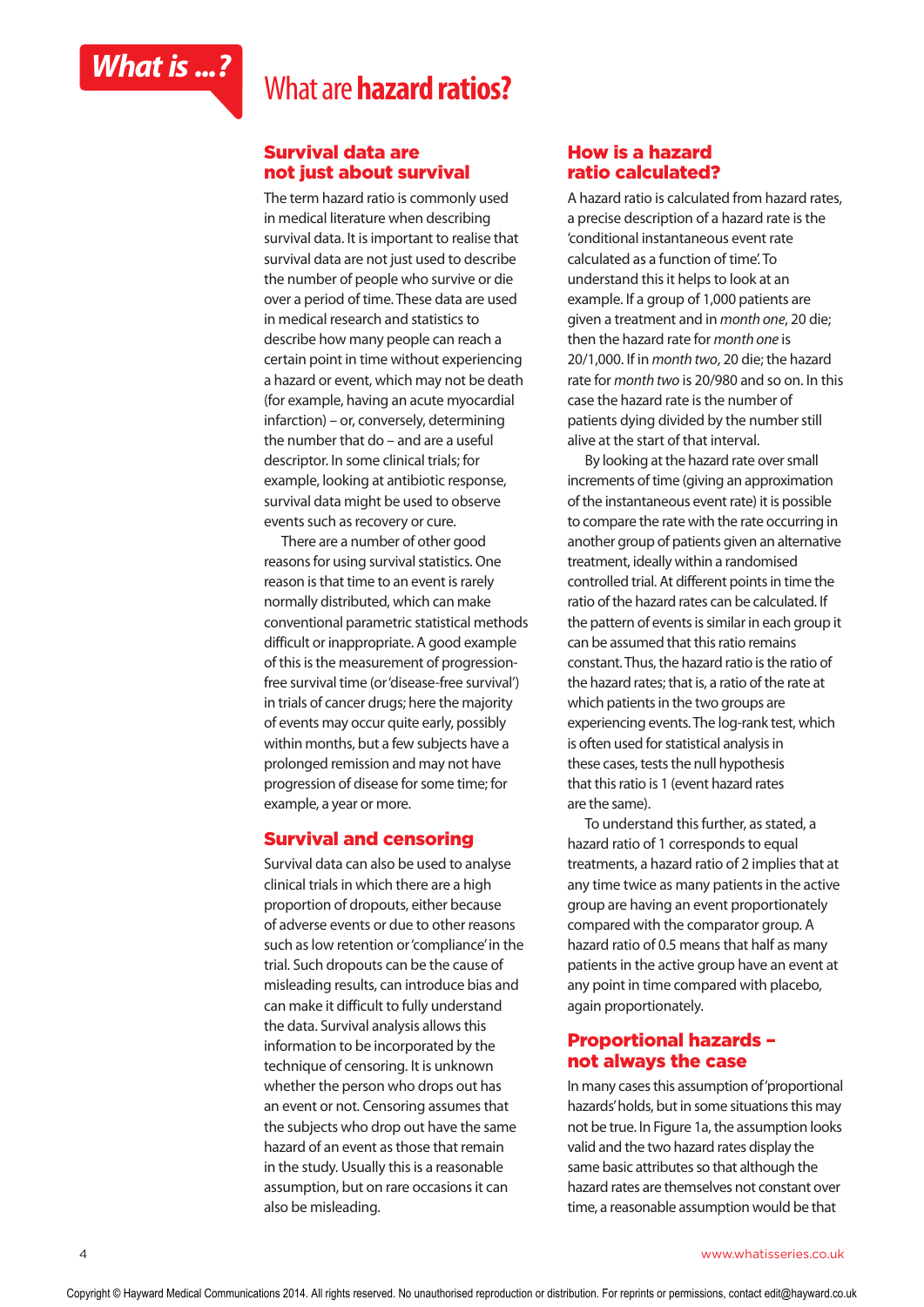# What are **hazard ratios?**

## Survival data are not just about survival

The term hazard ratio is commonly used in medical literature when describing survival data. It is important to realise that survival data are not just used to describe the number of people who survive or die over a period of time. These data are used in medical research and statistics to describe how many people can reach a certain point in time without experiencing a hazard or event, which may not be death (for example, having an acute myocardial infarction) – or, conversely, determining the number that do – and are a useful descriptor. In some clinical trials; for example, looking at antibiotic response, survival data might be used to observe events such as recovery or cure.

There are a number of other good reasons for using survival statistics. One reason is that time to an event is rarely normally distributed, which can make conventional parametric statistical methods difficult or inappropriate. A good example of this is the measurement of progression-free survival time (or 'disease-free survival') in trials of cancer drugs; here the majority of events may occur quite early, possibly within months, but a few subjects have a prolonged remission and may not have progression of disease for some time; for example, a year or more.

## Survival and censoring

Survival data can also be used to analyse clinical trials in which there are a high proportion of dropouts, either because of adverse events or due to other reasons such as low retention or 'compliance' in the trial. Such dropouts can be the cause of misleading results, can introduce bias and can make it difficult to fully understand the data. Survival analysis allows this information to be incorporated by the technique of censoring. It is unknown whether the person who drops out has an event or not. Censoring assumes that the subjects who drop out have the same hazard of an event as those that remain in the study. Usually this is a reasonable assumption, but on rare occasions it can also be misleading.

## How is a hazard ratio calculated?

A hazard ratio is calculated from hazard rates, a precise description of a hazard rate is the 'conditional instantaneous event rate calculated as a function of time'. To understand this it helps to look at an example. If a group of 1,000 patients are given a treatment and in *month one*, 20 die; then the hazard rate for *month one* is 20/1,000. If in *month two*, 20 die; the hazard rate for *month two* is 20/980 and so on. In this case the hazard rate is the number of patients dying divided by the number still alive at the start of that interval.

By looking at the hazard rate over small increments of time (giving an approximation of the instantaneous event rate) it is possible to compare the rate with the rate occurring in another group of patients given an alternative treatment, ideally within a randomised controlled trial. At different points in time the ratio of the hazard rates can be calculated. If the pattern of events is similar in each group it can be assumed that this ratio remains constant. Thus, the hazard ratio is the ratio of the hazard rates; that is, a ratio of the rate at which patients in the two groups are experiencing events. The log-rank test, which is often used for statistical analysis in these cases, tests the null hypothesis that this ratio is 1 (event hazard rates are the same).

To understand this further, as stated, a hazard ratio of 1 corresponds to equal treatments, a hazard ratio of 2 implies that at any time twice as many patients in the active group are having an event proportionately compared with the comparator group. A hazard ratio of 0.5 means that half as many patients in the active group have an event at any point in time compared with placebo, again proportionately.

## Proportional hazards – not always the case

In many cases this assumption of 'proportional hazards' holds, but in some situations this may not be true. In Figure 1a, the assumption looks valid and the two hazard rates display the same basic attributes so that although the hazard rates are themselves not constant over time, a reasonable assumption would be that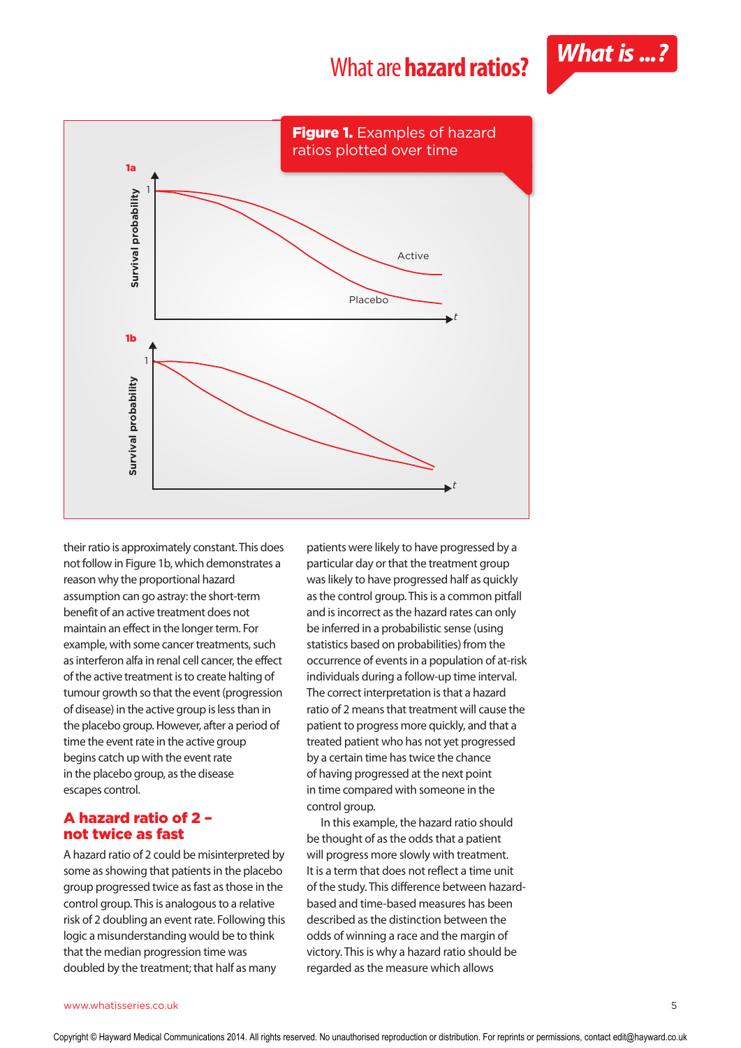**Figure 1.** Examples of hazard ratios plotted over time

their ratio is approximately constant. This does not follow in Figure 1b, which demonstrates a reason why the proportional hazard assumption can go astray: the short-term benefit of an active treatment does not maintain an effect in the longer term. For example, with some cancer treatments, such as interferon alfa in renal cell cancer, the effect of the active treatment is to create halting of tumour growth so that the event (progression of disease) in the active group is less than in the placebo group. However, after a period of time the event rate in the active group begins catch up with the event rate in the placebo group, as the disease escapes control.

## A hazard ratio of 2 – not twice as fast

A hazard ratio of 2 could be misinterpreted by some as showing that patients in the placebo group progressed twice as fast as those in the control group. This is analogous to a relative risk of 2 doubling an event rate. Following this logic a misunderstanding would be to think that the median progression time was doubled by the treatment; that half as many patients were likely to have progressed by a particular day or that the treatment group was likely to have progressed half as quickly as the control group. This is a common pitfall and is incorrect as the hazard rates can only be inferred in a probabilistic sense (using statistics based on probabilities) from the occurrence of events in a population of at-risk individuals during a follow-up time interval. The correct interpretation is that a hazard ratio of 2 means that treatment will cause the patient to progress more quickly, and that a treated patient who has not yet progressed by a certain time has twice the chance of having progressed at the next point in time compared with someone in the control group.

In this example, the hazard ratio should be thought of as the odds that a patient will progress more slowly with treatment. It is a term that does not reflect a time unit of the study. This difference between hazard-based and time-based measures has been described as the distinction between the odds of winning a race and the margin of victory. This is why a hazard ratio should be regarded as the measure which allows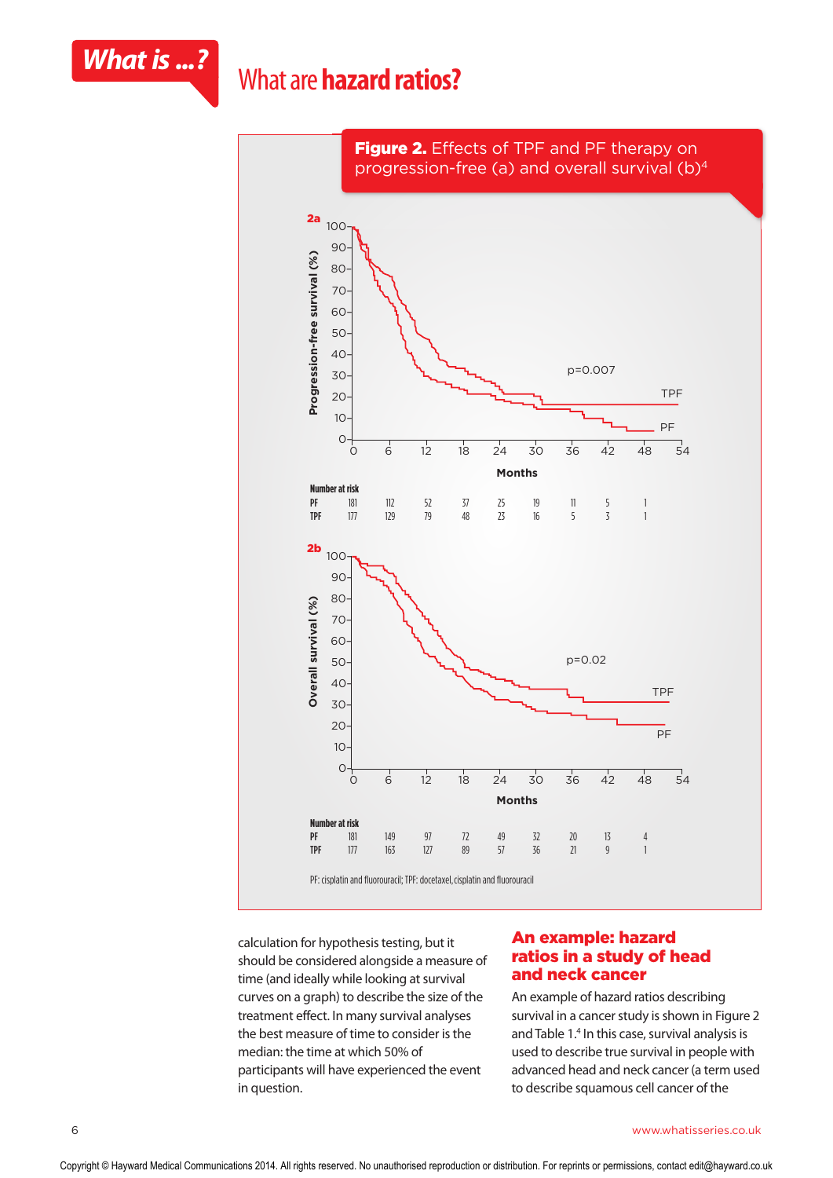**Figure 2.** Effects of TPF and PF therapy on progression-free (a) and overall survival (b)[4]

**2a**

Number at risk

| | 0 | 6 | 12 | 18 | 24 | 30 | 36 | 42 | 48 |
|---|---|---|---|---|---|---|---|---|---|
| PF | 181 | 112 | 52 | 37 | 25 | 19 | 11 | 5 | 1 |
| TPF | 177 | 129 | 79 | 48 | 23 | 16 | 5 | 3 | 1 |

**2b**

Number at risk

| | 0 | 6 | 12 | 18 | 24 | 30 | 36 | 42 | 48 |
|---|---|---|---|---|---|---|---|---|---|
| PF | 181 | 149 | 97 | 72 | 49 | 32 | 20 | 13 | 4 |
| TPF | 177 | 163 | 127 | 89 | 57 | 36 | 21 | 9 | 1 |

PF: cisplatin and fluorouracil; TPF: docetaxel, cisplatin and fluorouracil

calculation for hypothesis testing, but it should be considered alongside a measure of time (and ideally while looking at survival curves on a graph) to describe the size of the treatment effect. In many survival analyses the best measure of time to consider is the median: the time at which 50% of participants will have experienced the event in question.

## An example: hazard ratios in a study of head and neck cancer

An example of hazard ratios describing survival in a cancer study is shown in Figure 2 and Table 1.[4] In this case, survival analysis is used to describe true survival in people with advanced head and neck cancer (a term used to describe squamous cell cancer of the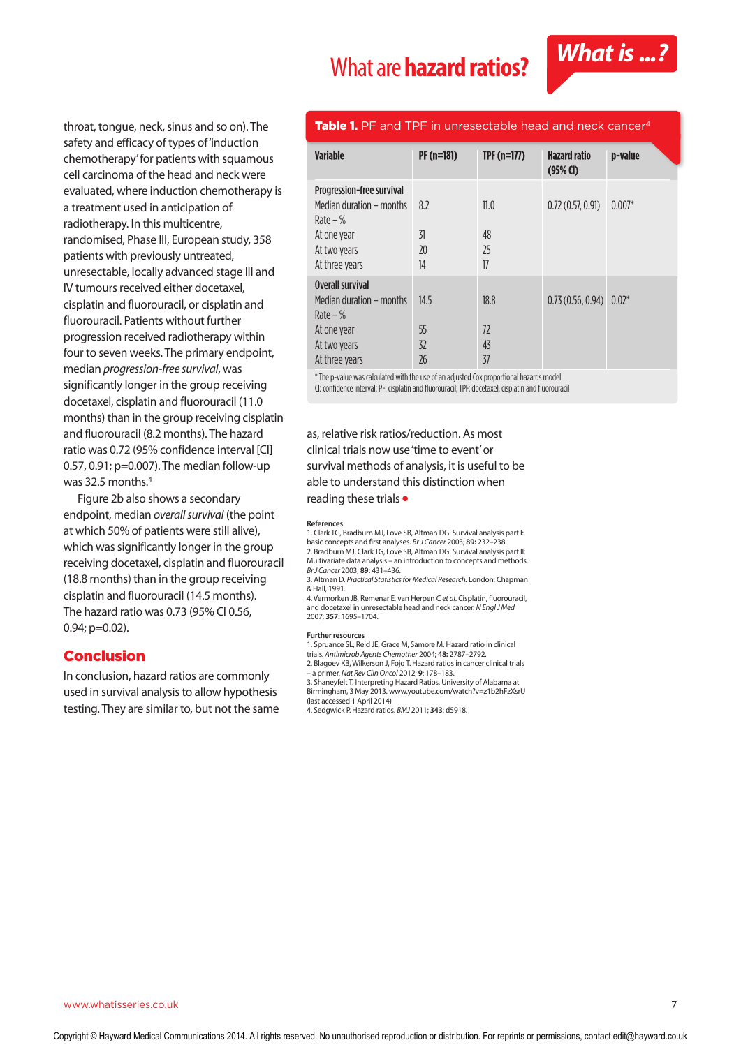throat, tongue, neck, sinus and so on). The safety and efficacy of types of 'induction chemotherapy' for patients with squamous cell carcinoma of the head and neck were evaluated, where induction chemotherapy is a treatment used in anticipation of radiotherapy. In this multicentre, randomised, Phase III, European study, 358 patients with previously untreated, unresectable, locally advanced stage III and IV tumours received either docetaxel, cisplatin and fluorouracil, or cisplatin and fluorouracil. Patients without further progression received radiotherapy within four to seven weeks. The primary endpoint, median *progression-free survival*, was significantly longer in the group receiving docetaxel, cisplatin and fluorouracil (11.0 months) than in the group receiving cisplatin and fluorouracil (8.2 months). The hazard ratio was 0.72 (95% confidence interval [CI] 0.57, 0.91; p=0.007). The median follow-up was 32.5 months.[4]

Figure 2b also shows a secondary endpoint, median *overall survival* (the point at which 50% of patients were still alive), which was significantly longer in the group receiving docetaxel, cisplatin and fluorouracil (18.8 months) than in the group receiving cisplatin and fluorouracil (14.5 months). The hazard ratio was 0.73 (95% CI 0.56, 0.94; p=0.02).

## Conclusion

In conclusion, hazard ratios are commonly used in survival analysis to allow hypothesis testing. They are similar to, but not the same as, relative risk ratios/reduction. As most clinical trials now use 'time to event' or survival methods of analysis, it is useful to be able to understand this distinction when reading these trials ●

**Table 1.** PF and TPF in unresectable head and neck cancer[4]

| Variable | PF (n=181) | TPF (n=177) | Hazard ratio (95% CI) | p-value |
|---|---|---|---|---|
| **Progression-free survival** | | | | |
| Median duration – months | 8.2 | 11.0 | 0.72 (0.57, 0.91) | 0.007* |
| Rate – % | | | | |
| At one year | 31 | 48 | | |
| At two years | 20 | 25 | | |
| At three years | 14 | 17 | | |
| **Overall survival** | | | | |
| Median duration – months | 14.5 | 18.8 | 0.73 (0.56, 0.94) | 0.02* |
| Rate – % | | | | |
| At one year | 55 | 72 | | |
| At two years | 32 | 43 | | |
| At three years | 26 | 37 | | |

\* The p-value was calculated with the use of an adjusted Cox proportional hazards model
CI: confidence interval; PF: cisplatin and fluorouracil; TPF: docetaxel, cisplatin and fluorouracil

### References

1. Clark TG, Bradburn MJ, Love SB, Altman DG. Survival analysis part I: basic concepts and first analyses. *Br J Cancer* 2003; **89:** 232–238.
2. Bradburn MJ, Clark TG, Love SB, Altman DG. Survival analysis part II: Multivariate data analysis – an introduction to concepts and methods. *Br J Cancer* 2003; **89:** 431–436.
3. Altman D. *Practical Statistics for Medical Research.* London: Chapman & Hall, 1991.
4. Vermorken JB, Remenar E, van Herpen C *et al*. Cisplatin, fluorouracil, and docetaxel in unresectable head and neck cancer. *N Engl J Med* 2007; **357:** 1695–1704.

### Further resources

1. Spruance SL, Reid JE, Grace M, Samore M. Hazard ratio in clinical trials. *Antimicrob Agents Chemother* 2004; **48:** 2787–2792.
2. Blagoev KB, Wilkerson J, Fojo T. Hazard ratios in cancer clinical trials – a primer. *Nat Rev Clin Oncol* 2012; **9:** 178–183.
3. Shaneyfelt T. Interpreting Hazard Ratios. University of Alabama at Birmingham, 3 May 2013. www.youtube.com/watch?v=z1b2hFzXsrU (last accessed 1 April 2014)
4. Sedgwick P. Hazard ratios. *BMJ* 2011; **343**: d5918.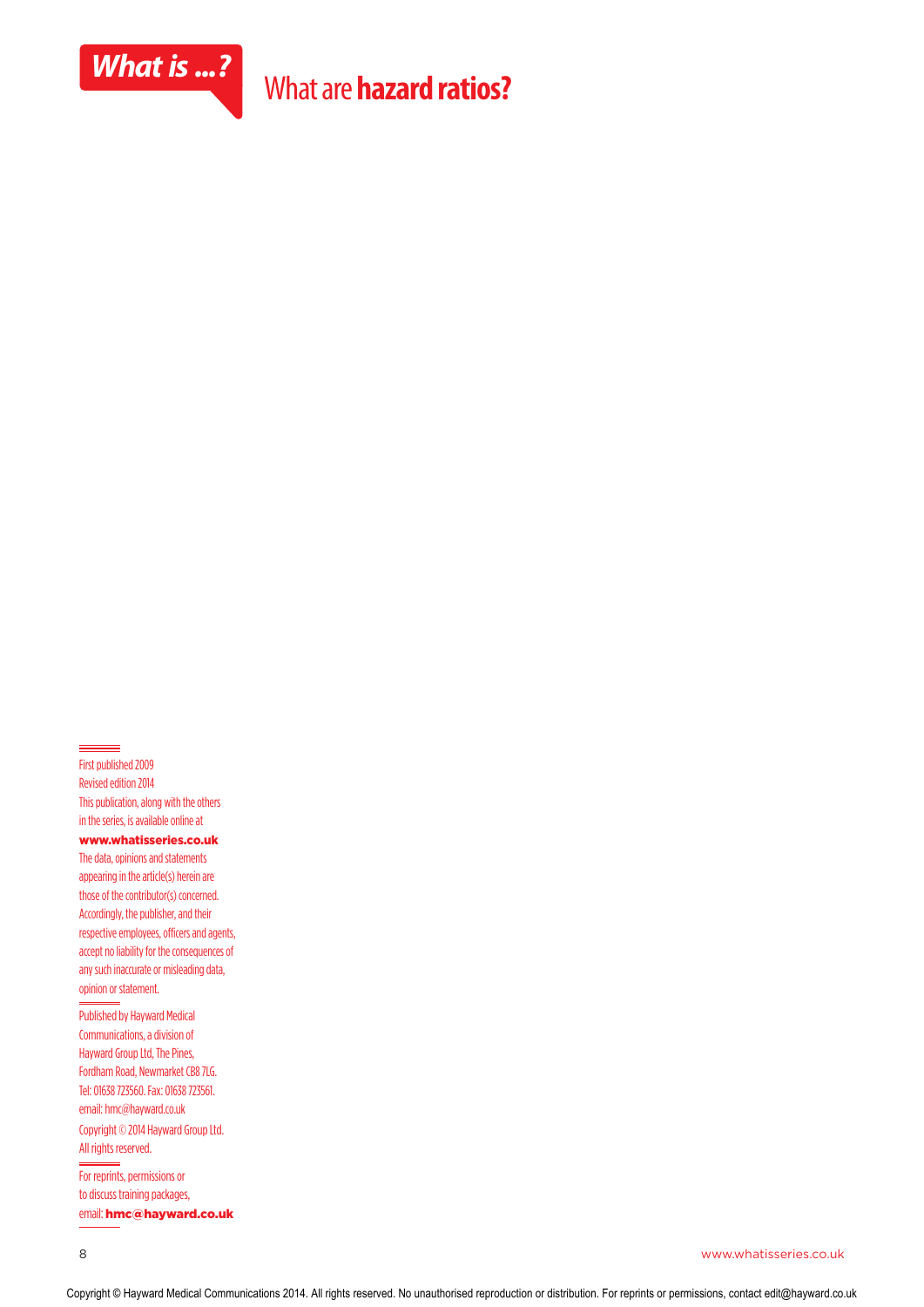# What are **hazard ratios?**

First published 2009
Revised edition 2014
This publication, along with the others in the series, is available online at
**www.whatisseries.co.uk**
The data, opinions and statements appearing in the article(s) herein are those of the contributor(s) concerned. Accordingly, the publisher, and their respective employees, officers and agents, accept no liability for the consequences of any such inaccurate or misleading data, opinion or statement.

Published by Hayward Medical Communications, a division of Hayward Group Ltd, The Pines, Fordham Road, Newmarket CB8 7LG.
Tel: 01638 723560. Fax: 01638 723561.
email: hmc@hayward.co.uk
Copyright © 2014 Hayward Group Ltd.
All rights reserved.

For reprints, permissions or to discuss training packages,
email: **hmc@hayward.co.uk**